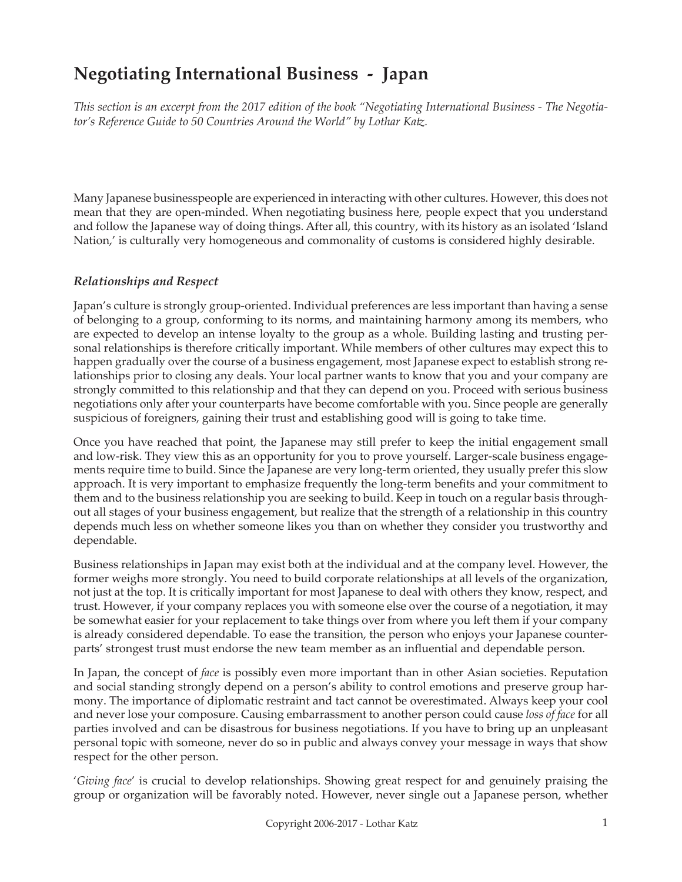# Negotiating International Business - Japan

*This section is an excerpt from the 2017 edition of the book "Negotiating International Business - The Negotiator's Reference Guide to 50 Countries Around the World" by Lothar Katz.*

Many Japanese businesspeople are experienced in interacting with other cultures. However, this does not mean that they are open-minded. When negotiating business here, people expect that you understand and follow the Japanese way of doing things. After all, this country, with its history as an isolated 'Island Nation,' is culturally very homogeneous and commonality of customs is considered highly desirable.

### *Relationships and Respect*

Japan's culture is strongly group-oriented. Individual preferences are less important than having a sense of belonging to a group, conforming to its norms, and maintaining harmony among its members, who are expected to develop an intense loyalty to the group as a whole. Building lasting and trusting personal relationships is therefore critically important. While members of other cultures may expect this to happen gradually over the course of a business engagement, most Japanese expect to establish strong relationships prior to closing any deals. Your local partner wants to know that you and your company are strongly committed to this relationship and that they can depend on you. Proceed with serious business negotiations only after your counterparts have become comfortable with you. Since people are generally suspicious of foreigners, gaining their trust and establishing good will is going to take time.

Once you have reached that point, the Japanese may still prefer to keep the initial engagement small and low-risk. They view this as an opportunity for you to prove yourself. Larger-scale business engagements require time to build. Since the Japanese are very long-term oriented, they usually prefer this slow approach. It is very important to emphasize frequently the long-term benefits and your commitment to them and to the business relationship you are seeking to build. Keep in touch on a regular basis throughout all stages of your business engagement, but realize that the strength of a relationship in this country depends much less on whether someone likes you than on whether they consider you trustworthy and dependable.

Business relationships in Japan may exist both at the individual and at the company level. However, the former weighs more strongly. You need to build corporate relationships at all levels of the organization, not just at the top. It is critically important for most Japanese to deal with others they know, respect, and trust. However, if your company replaces you with someone else over the course of a negotiation, it may be somewhat easier for your replacement to take things over from where you left them if your company is already considered dependable. To ease the transition, the person who enjoys your Japanese counterparts' strongest trust must endorse the new team member as an influential and dependable person.

In Japan, the concept of *face* is possibly even more important than in other Asian societies. Reputation and social standing strongly depend on a person's ability to control emotions and preserve group harmony. The importance of diplomatic restraint and tact cannot be overestimated. Always keep your cool and never lose your composure. Causing embarrassment to another person could cause *loss of face* for all parties involved and can be disastrous for business negotiations. If you have to bring up an unpleasant personal topic with someone, never do so in public and always convey your message in ways that show respect for the other person.

'*Giving face*' is crucial to develop relationships. Showing great respect for and genuinely praising the group or organization will be favorably noted. However, never single out a Japanese person, whether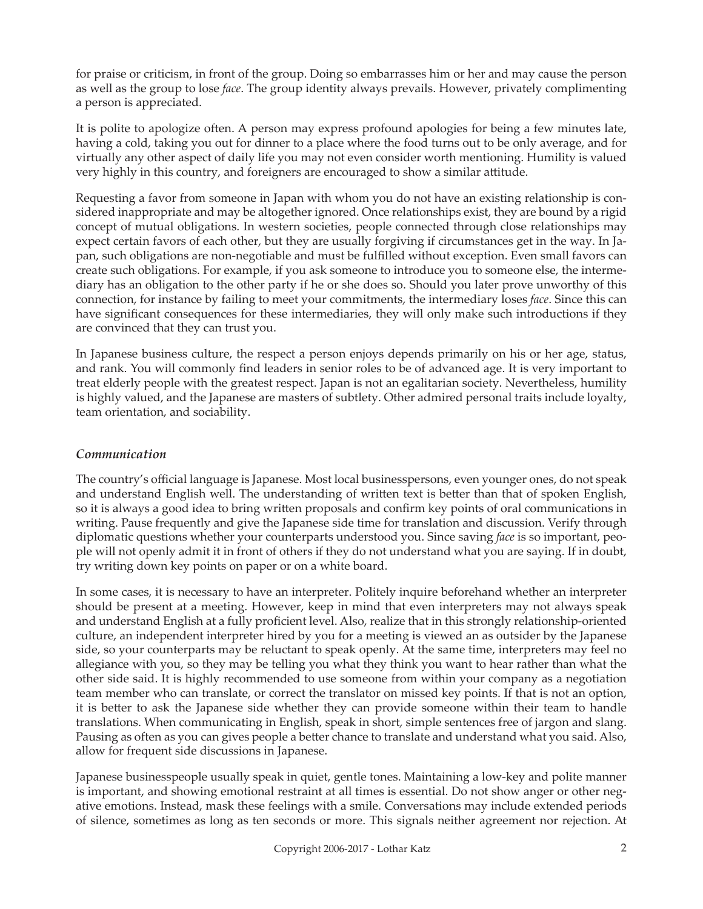for praise or criticism, in front of the group. Doing so embarrasses him or her and may cause the person as well as the group to lose *face*. The group identity always prevails. However, privately complimenting a person is appreciated.

It is polite to apologize often. A person may express profound apologies for being a few minutes late, having a cold, taking you out for dinner to a place where the food turns out to be only average, and for virtually any other aspect of daily life you may not even consider worth mentioning. Humility is valued very highly in this country, and foreigners are encouraged to show a similar attitude.

Requesting a favor from someone in Japan with whom you do not have an existing relationship is considered inappropriate and may be altogether ignored. Once relationships exist, they are bound by a rigid concept of mutual obligations. In western societies, people connected through close relationships may expect certain favors of each other, but they are usually forgiving if circumstances get in the way. In Japan, such obligations are non-negotiable and must be fulfilled without exception. Even small favors can create such obligations. For example, if you ask someone to introduce you to someone else, the intermediary has an obligation to the other party if he or she does so. Should you later prove unworthy of this connection, for instance by failing to meet your commitments, the intermediary loses *face*. Since this can have significant consequences for these intermediaries, they will only make such introductions if they are convinced that they can trust you.

In Japanese business culture, the respect a person enjoys depends primarily on his or her age, status, and rank. You will commonly find leaders in senior roles to be of advanced age. It is very important to treat elderly people with the greatest respect. Japan is not an egalitarian society. Nevertheless, humility is highly valued, and the Japanese are masters of subtlety. Other admired personal traits include loyalty, team orientation, and sociability.

### *Communication*

The country's official language is Japanese. Most local businesspersons, even younger ones, do not speak and understand English well. The understanding of written text is better than that of spoken English, so it is always a good idea to bring written proposals and confirm key points of oral communications in writing. Pause frequently and give the Japanese side time for translation and discussion. Verify through diplomatic questions whether your counterparts understood you. Since saving *face* is so important, people will not openly admit it in front of others if they do not understand what you are saying. If in doubt, try writing down key points on paper or on a white board.

In some cases, it is necessary to have an interpreter. Politely inquire beforehand whether an interpreter should be present at a meeting. However, keep in mind that even interpreters may not always speak and understand English at a fully proficient level. Also, realize that in this strongly relationship-oriented culture, an independent interpreter hired by you for a meeting is viewed an as outsider by the Japanese side, so your counterparts may be reluctant to speak openly. At the same time, interpreters may feel no allegiance with you, so they may be telling you what they think you want to hear rather than what the other side said. It is highly recommended to use someone from within your company as a negotiation team member who can translate, or correct the translator on missed key points. If that is not an option, it is better to ask the Japanese side whether they can provide someone within their team to handle translations. When communicating in English, speak in short, simple sentences free of jargon and slang. Pausing as often as you can gives people a better chance to translate and understand what you said. Also, allow for frequent side discussions in Japanese.

Japanese businesspeople usually speak in quiet, gentle tones. Maintaining a low-key and polite manner is important, and showing emotional restraint at all times is essential. Do not show anger or other negative emotions. Instead, mask these feelings with a smile. Conversations may include extended periods of silence, sometimes as long as ten seconds or more. This signals neither agreement nor rejection. At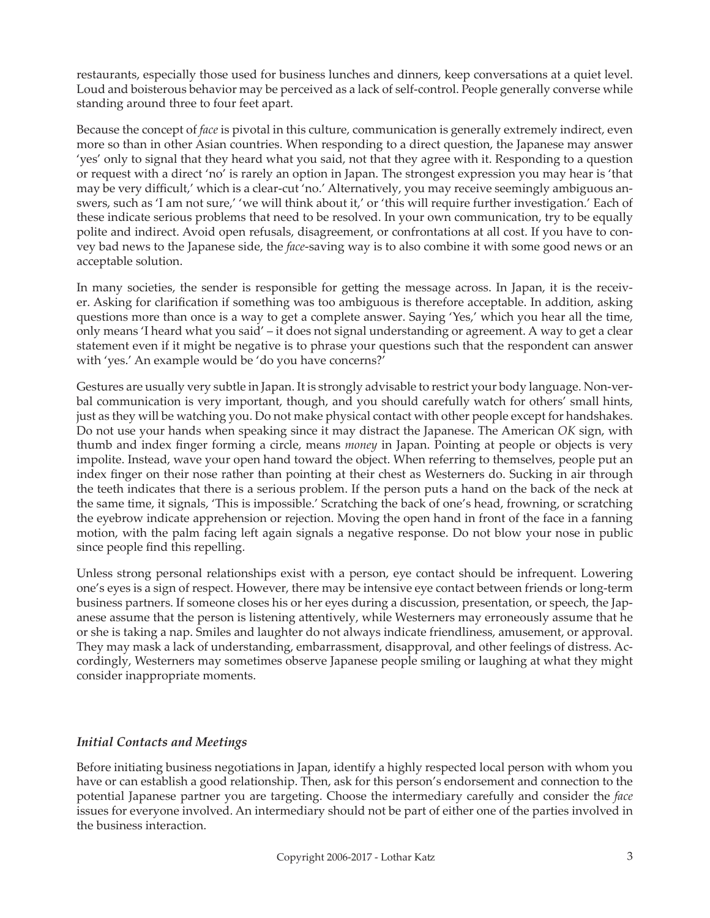restaurants, especially those used for business lunches and dinners, keep conversations at a quiet level. Loud and boisterous behavior may be perceived as a lack of self-control. People generally converse while standing around three to four feet apart.

Because the concept of *face* is pivotal in this culture, communication is generally extremely indirect, even more so than in other Asian countries. When responding to a direct question, the Japanese may answer 'yes' only to signal that they heard what you said, not that they agree with it. Responding to a question or request with a direct 'no' is rarely an option in Japan. The strongest expression you may hear is 'that may be very difficult,' which is a clear-cut 'no.' Alternatively, you may receive seemingly ambiguous answers, such as 'I am not sure,' 'we will think about it,' or 'this will require further investigation.' Each of these indicate serious problems that need to be resolved. In your own communication, try to be equally polite and indirect. Avoid open refusals, disagreement, or confrontations at all cost. If you have to convey bad news to the Japanese side, the *face*-saving way is to also combine it with some good news or an acceptable solution.

In many societies, the sender is responsible for getting the message across. In Japan, it is the receiver. Asking for clarification if something was too ambiguous is therefore acceptable. In addition, asking questions more than once is a way to get a complete answer. Saying 'Yes,' which you hear all the time, only means 'I heard what you said' – it does not signal understanding or agreement. A way to get a clear statement even if it might be negative is to phrase your questions such that the respondent can answer with 'yes.' An example would be 'do you have concerns?'

Gestures are usually very subtle in Japan. It is strongly advisable to restrict your body language. Non-verbal communication is very important, though, and you should carefully watch for others' small hints, just as they will be watching you. Do not make physical contact with other people except for handshakes. Do not use your hands when speaking since it may distract the Japanese. The American *OK* sign, with thumb and index finger forming a circle, means *money* in Japan. Pointing at people or objects is very impolite. Instead, wave your open hand toward the object. When referring to themselves, people put an index finger on their nose rather than pointing at their chest as Westerners do. Sucking in air through the teeth indicates that there is a serious problem. If the person puts a hand on the back of the neck at the same time, it signals, 'This is impossible.' Scratching the back of one's head, frowning, or scratching the eyebrow indicate apprehension or rejection. Moving the open hand in front of the face in a fanning motion, with the palm facing left again signals a negative response. Do not blow your nose in public since people find this repelling.

Unless strong personal relationships exist with a person, eye contact should be infrequent. Lowering one's eyes is a sign of respect. However, there may be intensive eye contact between friends or long-term business partners. If someone closes his or her eyes during a discussion, presentation, or speech, the Japanese assume that the person is listening attentively, while Westerners may erroneously assume that he or she is taking a nap. Smiles and laughter do not always indicate friendliness, amusement, or approval. They may mask a lack of understanding, embarrassment, disapproval, and other feelings of distress. Accordingly, Westerners may sometimes observe Japanese people smiling or laughing at what they might consider inappropriate moments.

### *Initial Contacts and Meetings*

Before initiating business negotiations in Japan, identify a highly respected local person with whom you have or can establish a good relationship. Then, ask for this person's endorsement and connection to the potential Japanese partner you are targeting. Choose the intermediary carefully and consider the *face* issues for everyone involved. An intermediary should not be part of either one of the parties involved in the business interaction.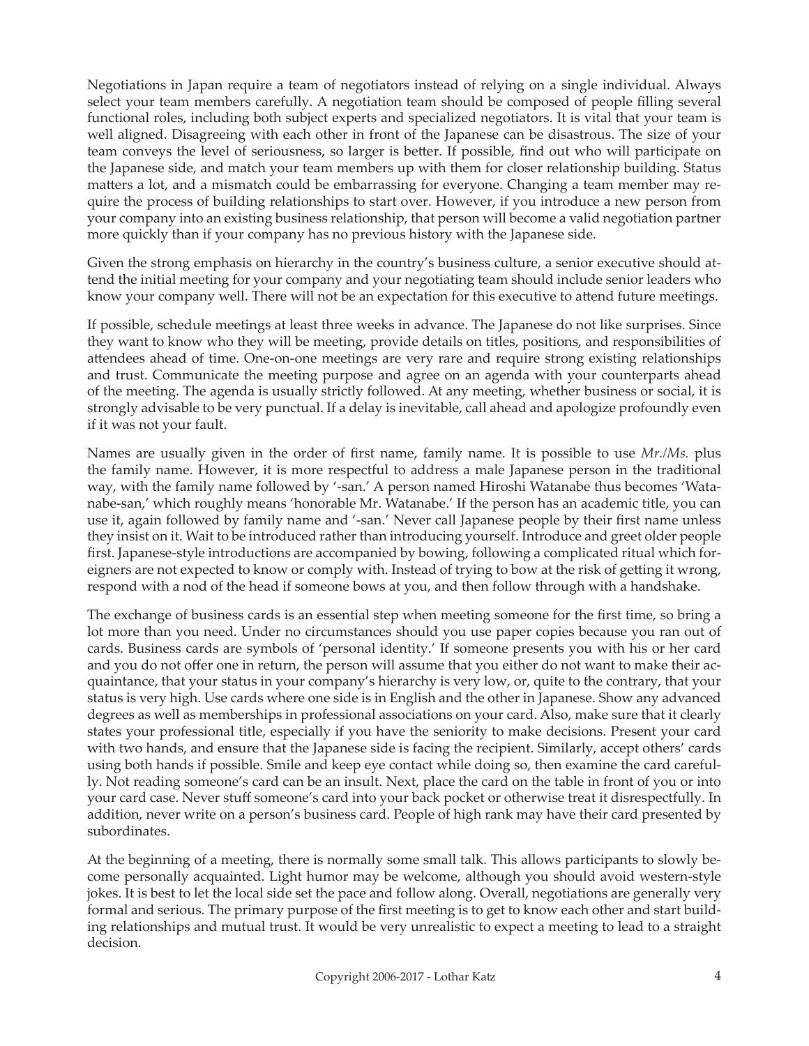Negotiations in Japan require a team of negotiators instead of relying on a single individual. Always select your team members carefully. A negotiation team should be composed of people filling several functional roles, including both subject experts and specialized negotiators. It is vital that your team is well aligned. Disagreeing with each other in front of the Japanese can be disastrous. The size of your team conveys the level of seriousness, so larger is better. If possible, find out who will participate on the Japanese side, and match your team members up with them for closer relationship building. Status matters a lot, and a mismatch could be embarrassing for everyone. Changing a team member may require the process of building relationships to start over. However, if you introduce a new person from your company into an existing business relationship, that person will become a valid negotiation partner more quickly than if your company has no previous history with the Japanese side.

Given the strong emphasis on hierarchy in the country's business culture, a senior executive should attend the initial meeting for your company and your negotiating team should include senior leaders who know your company well. There will not be an expectation for this executive to attend future meetings.

If possible, schedule meetings at least three weeks in advance. The Japanese do not like surprises. Since they want to know who they will be meeting, provide details on titles, positions, and responsibilities of attendees ahead of time. One-on-one meetings are very rare and require strong existing relationships and trust. Communicate the meeting purpose and agree on an agenda with your counterparts ahead of the meeting. The agenda is usually strictly followed. At any meeting, whether business or social, it is strongly advisable to be very punctual. If a delay is inevitable, call ahead and apologize profoundly even if it was not your fault.

Names are usually given in the order of first name, family name. It is possible to use *Mr./Ms.* plus the family name. However, it is more respectful to address a male Japanese person in the traditional way, with the family name followed by '-san.' A person named Hiroshi Watanabe thus becomes 'Watanabe-san,' which roughly means 'honorable Mr. Watanabe.' If the person has an academic title, you can use it, again followed by family name and '-san.' Never call Japanese people by their first name unless they insist on it. Wait to be introduced rather than introducing yourself. Introduce and greet older people first. Japanese-style introductions are accompanied by bowing, following a complicated ritual which foreigners are not expected to know or comply with. Instead of trying to bow at the risk of getting it wrong, respond with a nod of the head if someone bows at you, and then follow through with a handshake.

The exchange of business cards is an essential step when meeting someone for the first time, so bring a lot more than you need. Under no circumstances should you use paper copies because you ran out of cards. Business cards are symbols of 'personal identity.' If someone presents you with his or her card and you do not offer one in return, the person will assume that you either do not want to make their acquaintance, that your status in your company's hierarchy is very low, or, quite to the contrary, that your status is very high. Use cards where one side is in English and the other in Japanese. Show any advanced degrees as well as memberships in professional associations on your card. Also, make sure that it clearly states your professional title, especially if you have the seniority to make decisions. Present your card with two hands, and ensure that the Japanese side is facing the recipient. Similarly, accept others' cards using both hands if possible. Smile and keep eye contact while doing so, then examine the card carefully. Not reading someone's card can be an insult. Next, place the card on the table in front of you or into your card case. Never stuff someone's card into your back pocket or otherwise treat it disrespectfully. In addition, never write on a person's business card. People of high rank may have their card presented by subordinates.

At the beginning of a meeting, there is normally some small talk. This allows participants to slowly become personally acquainted. Light humor may be welcome, although you should avoid western-style jokes. It is best to let the local side set the pace and follow along. Overall, negotiations are generally very formal and serious. The primary purpose of the first meeting is to get to know each other and start building relationships and mutual trust. It would be very unrealistic to expect a meeting to lead to a straight decision.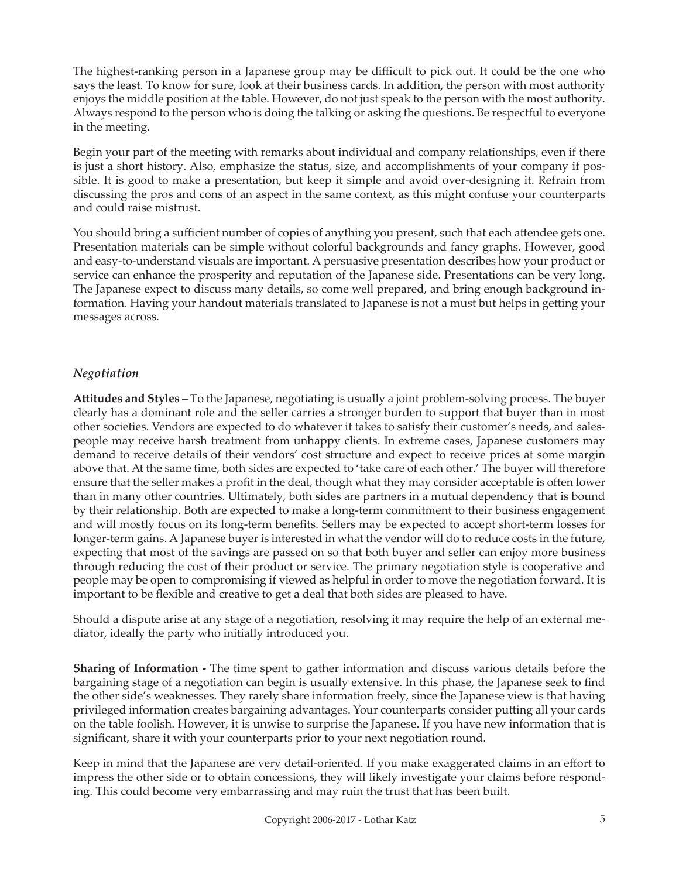The highest-ranking person in a Japanese group may be difficult to pick out. It could be the one who says the least. To know for sure, look at their business cards. In addition, the person with most authority enjoys the middle position at the table. However, do not just speak to the person with the most authority. Always respond to the person who is doing the talking or asking the questions. Be respectful to everyone in the meeting.

Begin your part of the meeting with remarks about individual and company relationships, even if there is just a short history. Also, emphasize the status, size, and accomplishments of your company if possible. It is good to make a presentation, but keep it simple and avoid over-designing it. Refrain from discussing the pros and cons of an aspect in the same context, as this might confuse your counterparts and could raise mistrust.

You should bring a sufficient number of copies of anything you present, such that each attendee gets one. Presentation materials can be simple without colorful backgrounds and fancy graphs. However, good and easy-to-understand visuals are important. A persuasive presentation describes how your product or service can enhance the prosperity and reputation of the Japanese side. Presentations can be very long. The Japanese expect to discuss many details, so come well prepared, and bring enough background information. Having your handout materials translated to Japanese is not a must but helps in getting your messages across.

### *Negotiation*

**Attitudes and Styles –** To the Japanese, negotiating is usually a joint problem-solving process. The buyer clearly has a dominant role and the seller carries a stronger burden to support that buyer than in most other societies. Vendors are expected to do whatever it takes to satisfy their customer's needs, and salespeople may receive harsh treatment from unhappy clients. In extreme cases, Japanese customers may demand to receive details of their vendors' cost structure and expect to receive prices at some margin above that. At the same time, both sides are expected to 'take care of each other.' The buyer will therefore ensure that the seller makes a profit in the deal, though what they may consider acceptable is often lower than in many other countries. Ultimately, both sides are partners in a mutual dependency that is bound by their relationship. Both are expected to make a long-term commitment to their business engagement and will mostly focus on its long-term benefits. Sellers may be expected to accept short-term losses for longer-term gains. A Japanese buyer is interested in what the vendor will do to reduce costs in the future, expecting that most of the savings are passed on so that both buyer and seller can enjoy more business through reducing the cost of their product or service. The primary negotiation style is cooperative and people may be open to compromising if viewed as helpful in order to move the negotiation forward. It is important to be flexible and creative to get a deal that both sides are pleased to have.

Should a dispute arise at any stage of a negotiation, resolving it may require the help of an external mediator, ideally the party who initially introduced you.

**Sharing of Information -** The time spent to gather information and discuss various details before the bargaining stage of a negotiation can begin is usually extensive. In this phase, the Japanese seek to find the other side's weaknesses. They rarely share information freely, since the Japanese view is that having privileged information creates bargaining advantages. Your counterparts consider putting all your cards on the table foolish. However, it is unwise to surprise the Japanese. If you have new information that is significant, share it with your counterparts prior to your next negotiation round.

Keep in mind that the Japanese are very detail-oriented. If you make exaggerated claims in an effort to impress the other side or to obtain concessions, they will likely investigate your claims before responding. This could become very embarrassing and may ruin the trust that has been built.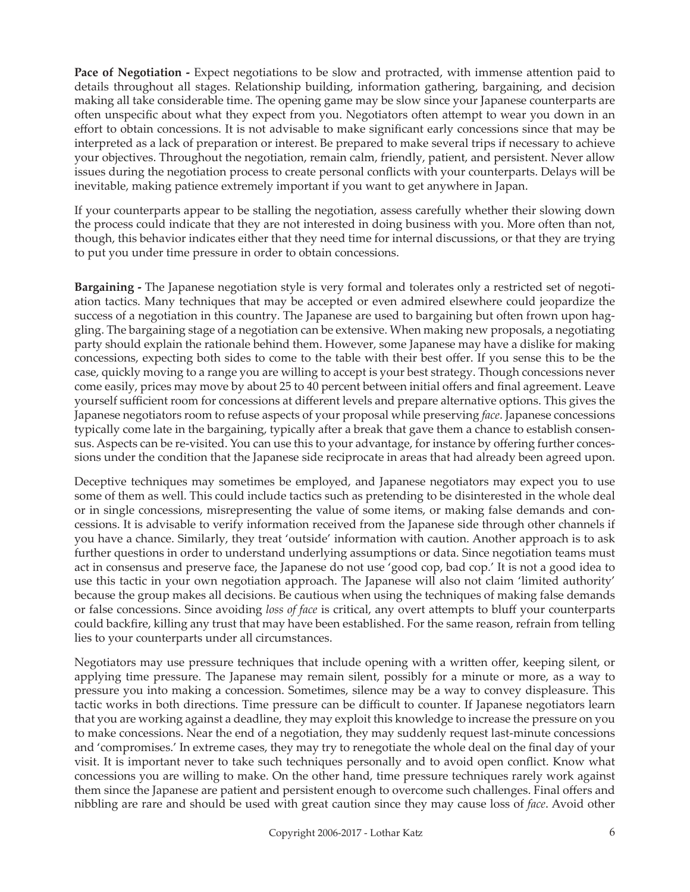**Pace of Negotiation -** Expect negotiations to be slow and protracted, with immense attention paid to details throughout all stages. Relationship building, information gathering, bargaining, and decision making all take considerable time. The opening game may be slow since your Japanese counterparts are often unspecific about what they expect from you. Negotiators often attempt to wear you down in an effort to obtain concessions. It is not advisable to make significant early concessions since that may be interpreted as a lack of preparation or interest. Be prepared to make several trips if necessary to achieve your objectives. Throughout the negotiation, remain calm, friendly, patient, and persistent. Never allow issues during the negotiation process to create personal conflicts with your counterparts. Delays will be inevitable, making patience extremely important if you want to get anywhere in Japan.

If your counterparts appear to be stalling the negotiation, assess carefully whether their slowing down the process could indicate that they are not interested in doing business with you. More often than not, though, this behavior indicates either that they need time for internal discussions, or that they are trying to put you under time pressure in order to obtain concessions.

**Bargaining -** The Japanese negotiation style is very formal and tolerates only a restricted set of negotiation tactics. Many techniques that may be accepted or even admired elsewhere could jeopardize the success of a negotiation in this country. The Japanese are used to bargaining but often frown upon haggling. The bargaining stage of a negotiation can be extensive. When making new proposals, a negotiating party should explain the rationale behind them. However, some Japanese may have a dislike for making concessions, expecting both sides to come to the table with their best offer. If you sense this to be the case, quickly moving to a range you are willing to accept is your best strategy. Though concessions never come easily, prices may move by about 25 to 40 percent between initial offers and final agreement. Leave yourself sufficient room for concessions at different levels and prepare alternative options. This gives the Japanese negotiators room to refuse aspects of your proposal while preserving *face*. Japanese concessions typically come late in the bargaining, typically after a break that gave them a chance to establish consensus. Aspects can be re-visited. You can use this to your advantage, for instance by offering further concessions under the condition that the Japanese side reciprocate in areas that had already been agreed upon.

Deceptive techniques may sometimes be employed, and Japanese negotiators may expect you to use some of them as well. This could include tactics such as pretending to be disinterested in the whole deal or in single concessions, misrepresenting the value of some items, or making false demands and concessions. It is advisable to verify information received from the Japanese side through other channels if you have a chance. Similarly, they treat 'outside' information with caution. Another approach is to ask further questions in order to understand underlying assumptions or data. Since negotiation teams must act in consensus and preserve face, the Japanese do not use 'good cop, bad cop.' It is not a good idea to use this tactic in your own negotiation approach. The Japanese will also not claim 'limited authority' because the group makes all decisions. Be cautious when using the techniques of making false demands or false concessions. Since avoiding *loss of face* is critical, any overt attempts to bluff your counterparts could backfire, killing any trust that may have been established. For the same reason, refrain from telling lies to your counterparts under all circumstances.

Negotiators may use pressure techniques that include opening with a written offer, keeping silent, or applying time pressure. The Japanese may remain silent, possibly for a minute or more, as a way to pressure you into making a concession. Sometimes, silence may be a way to convey displeasure. This tactic works in both directions. Time pressure can be difficult to counter. If Japanese negotiators learn that you are working against a deadline, they may exploit this knowledge to increase the pressure on you to make concessions. Near the end of a negotiation, they may suddenly request last-minute concessions and 'compromises.' In extreme cases, they may try to renegotiate the whole deal on the final day of your visit. It is important never to take such techniques personally and to avoid open conflict. Know what concessions you are willing to make. On the other hand, time pressure techniques rarely work against them since the Japanese are patient and persistent enough to overcome such challenges. Final offers and nibbling are rare and should be used with great caution since they may cause loss of *face*. Avoid other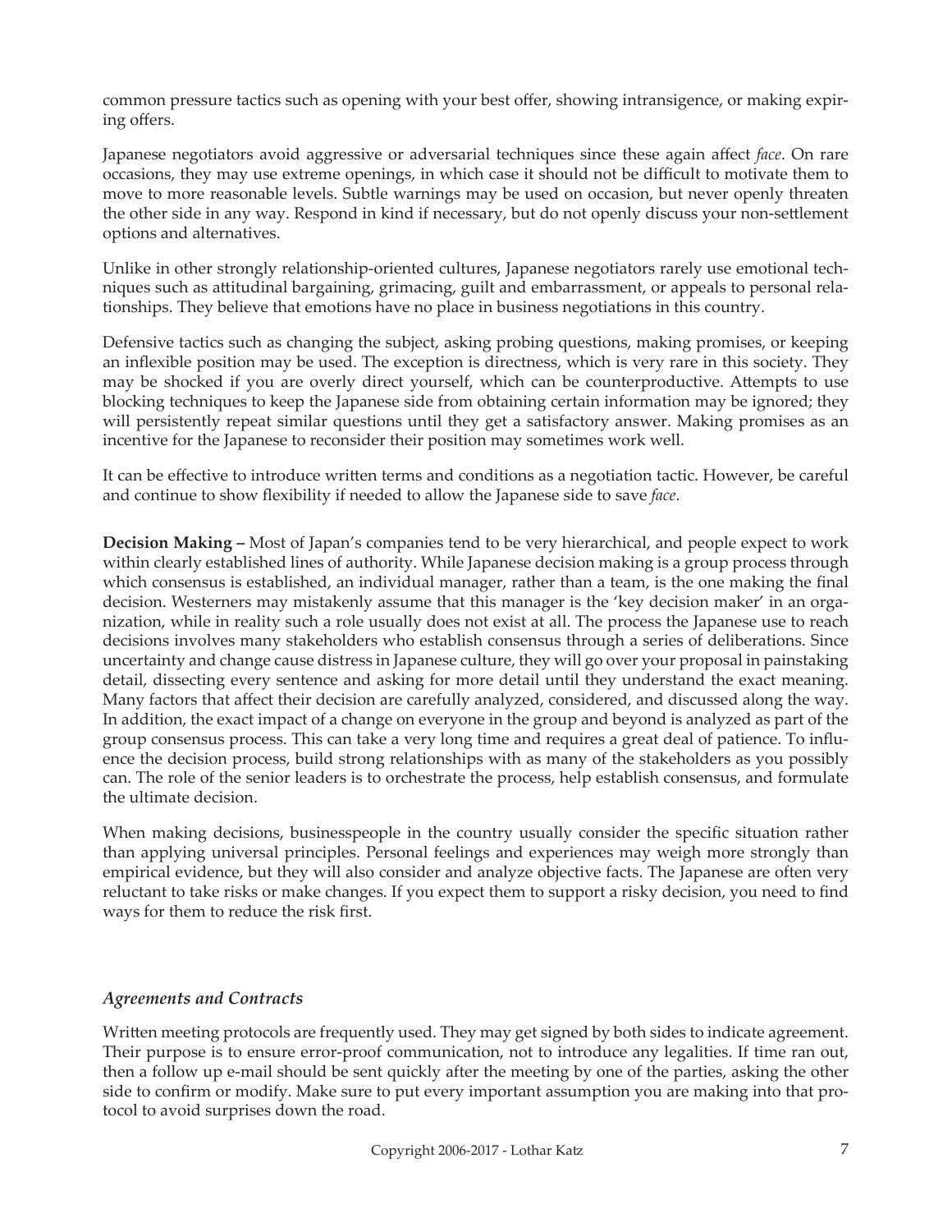common pressure tactics such as opening with your best offer, showing intransigence, or making expiring offers.

Japanese negotiators avoid aggressive or adversarial techniques since these again affect *face*. On rare occasions, they may use extreme openings, in which case it should not be difficult to motivate them to move to more reasonable levels. Subtle warnings may be used on occasion, but never openly threaten the other side in any way. Respond in kind if necessary, but do not openly discuss your non-settlement options and alternatives.

Unlike in other strongly relationship-oriented cultures, Japanese negotiators rarely use emotional techniques such as attitudinal bargaining, grimacing, guilt and embarrassment, or appeals to personal relationships. They believe that emotions have no place in business negotiations in this country.

Defensive tactics such as changing the subject, asking probing questions, making promises, or keeping an inflexible position may be used. The exception is directness, which is very rare in this society. They may be shocked if you are overly direct yourself, which can be counterproductive. Attempts to use blocking techniques to keep the Japanese side from obtaining certain information may be ignored; they will persistently repeat similar questions until they get a satisfactory answer. Making promises as an incentive for the Japanese to reconsider their position may sometimes work well.

It can be effective to introduce written terms and conditions as a negotiation tactic. However, be careful and continue to show flexibility if needed to allow the Japanese side to save *face*.

**Decision Making –** Most of Japan's companies tend to be very hierarchical, and people expect to work within clearly established lines of authority. While Japanese decision making is a group process through which consensus is established, an individual manager, rather than a team, is the one making the final decision. Westerners may mistakenly assume that this manager is the 'key decision maker' in an organization, while in reality such a role usually does not exist at all. The process the Japanese use to reach decisions involves many stakeholders who establish consensus through a series of deliberations. Since uncertainty and change cause distress in Japanese culture, they will go over your proposal in painstaking detail, dissecting every sentence and asking for more detail until they understand the exact meaning. Many factors that affect their decision are carefully analyzed, considered, and discussed along the way. In addition, the exact impact of a change on everyone in the group and beyond is analyzed as part of the group consensus process. This can take a very long time and requires a great deal of patience. To influence the decision process, build strong relationships with as many of the stakeholders as you possibly can. The role of the senior leaders is to orchestrate the process, help establish consensus, and formulate the ultimate decision.

When making decisions, businesspeople in the country usually consider the specific situation rather than applying universal principles. Personal feelings and experiences may weigh more strongly than empirical evidence, but they will also consider and analyze objective facts. The Japanese are often very reluctant to take risks or make changes. If you expect them to support a risky decision, you need to find ways for them to reduce the risk first.

### *Agreements and Contracts*

Written meeting protocols are frequently used. They may get signed by both sides to indicate agreement. Their purpose is to ensure error-proof communication, not to introduce any legalities. If time ran out, then a follow up e-mail should be sent quickly after the meeting by one of the parties, asking the other side to confirm or modify. Make sure to put every important assumption you are making into that protocol to avoid surprises down the road.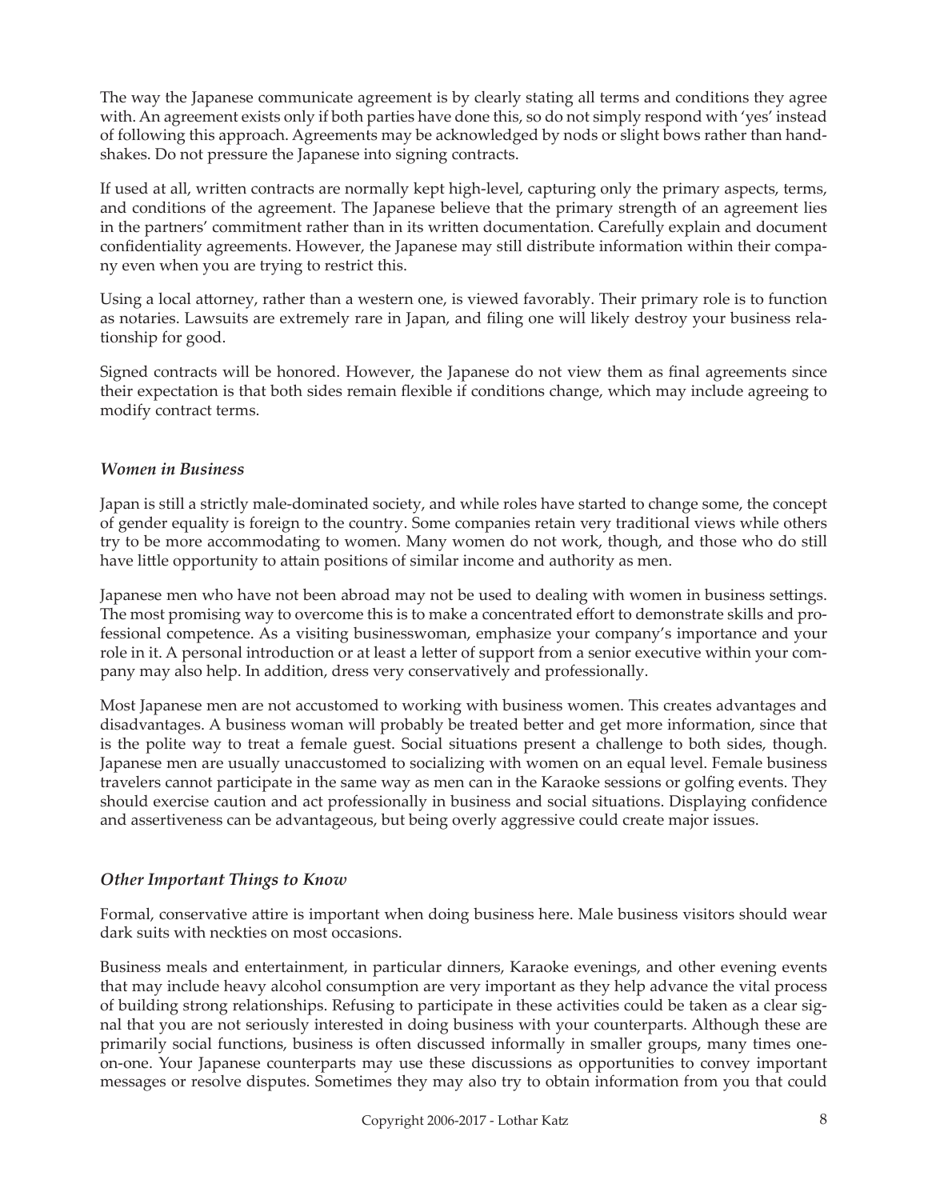The way the Japanese communicate agreement is by clearly stating all terms and conditions they agree with. An agreement exists only if both parties have done this, so do not simply respond with 'yes' instead of following this approach. Agreements may be acknowledged by nods or slight bows rather than handshakes. Do not pressure the Japanese into signing contracts.

If used at all, written contracts are normally kept high-level, capturing only the primary aspects, terms, and conditions of the agreement. The Japanese believe that the primary strength of an agreement lies in the partners' commitment rather than in its written documentation. Carefully explain and document confidentiality agreements. However, the Japanese may still distribute information within their company even when you are trying to restrict this.

Using a local attorney, rather than a western one, is viewed favorably. Their primary role is to function as notaries. Lawsuits are extremely rare in Japan, and filing one will likely destroy your business relationship for good.

Signed contracts will be honored. However, the Japanese do not view them as final agreements since their expectation is that both sides remain flexible if conditions change, which may include agreeing to modify contract terms.

### *Women in Business*

Japan is still a strictly male-dominated society, and while roles have started to change some, the concept of gender equality is foreign to the country. Some companies retain very traditional views while others try to be more accommodating to women. Many women do not work, though, and those who do still have little opportunity to attain positions of similar income and authority as men.

Japanese men who have not been abroad may not be used to dealing with women in business settings. The most promising way to overcome this is to make a concentrated effort to demonstrate skills and professional competence. As a visiting businesswoman, emphasize your company's importance and your role in it. A personal introduction or at least a letter of support from a senior executive within your company may also help. In addition, dress very conservatively and professionally.

Most Japanese men are not accustomed to working with business women. This creates advantages and disadvantages. A business woman will probably be treated better and get more information, since that is the polite way to treat a female guest. Social situations present a challenge to both sides, though. Japanese men are usually unaccustomed to socializing with women on an equal level. Female business travelers cannot participate in the same way as men can in the Karaoke sessions or golfing events. They should exercise caution and act professionally in business and social situations. Displaying confidence and assertiveness can be advantageous, but being overly aggressive could create major issues.

### *Other Important Things to Know*

Formal, conservative attire is important when doing business here. Male business visitors should wear dark suits with neckties on most occasions.

Business meals and entertainment, in particular dinners, Karaoke evenings, and other evening events that may include heavy alcohol consumption are very important as they help advance the vital process of building strong relationships. Refusing to participate in these activities could be taken as a clear signal that you are not seriously interested in doing business with your counterparts. Although these are primarily social functions, business is often discussed informally in smaller groups, many times one-on-one. Your Japanese counterparts may use these discussions as opportunities to convey important messages or resolve disputes. Sometimes they may also try to obtain information from you that could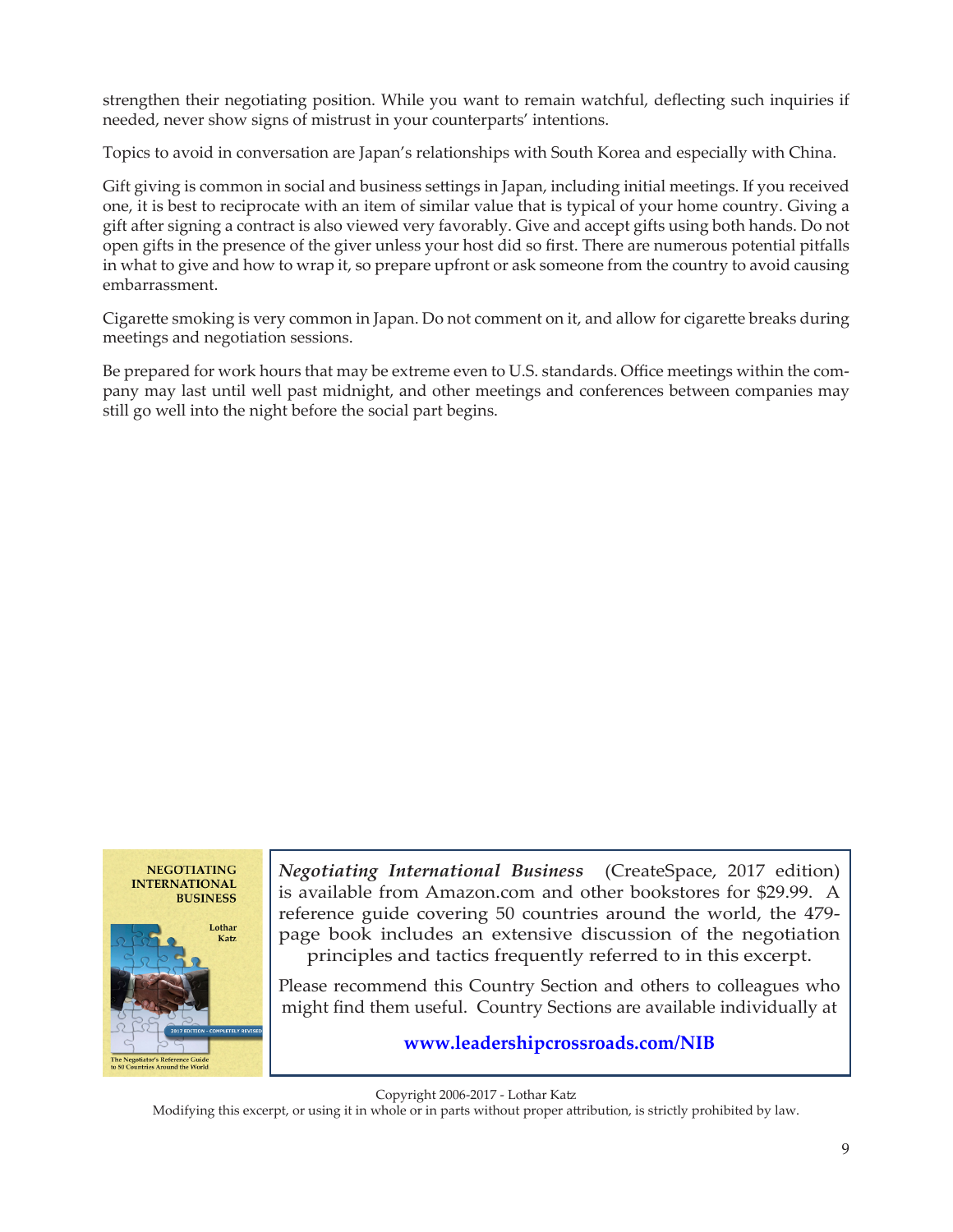strengthen their negotiating position. While you want to remain watchful, deflecting such inquiries if needed, never show signs of mistrust in your counterparts' intentions.

Topics to avoid in conversation are Japan's relationships with South Korea and especially with China.

Gift giving is common in social and business settings in Japan, including initial meetings. If you received one, it is best to reciprocate with an item of similar value that is typical of your home country. Giving a gift after signing a contract is also viewed very favorably. Give and accept gifts using both hands. Do not open gifts in the presence of the giver unless your host did so first. There are numerous potential pitfalls in what to give and how to wrap it, so prepare upfront or ask someone from the country to avoid causing embarrassment.

Cigarette smoking is very common in Japan. Do not comment on it, and allow for cigarette breaks during meetings and negotiation sessions.

Be prepared for work hours that may be extreme even to U.S. standards. Office meetings within the company may last until well past midnight, and other meetings and conferences between companies may still go well into the night before the social part begins.

NEGOTIATING INTERNATIONAL BUSINESS

Lothar Katz

2017 EDITION - COMPLETELY REVISED

The Negotiator's Reference Guide to 50 Countries Around the World

*Negotiating International Business* (CreateSpace, 2017 edition) is available from Amazon.com and other bookstores for $29.99. A reference guide covering 50 countries around the world, the 479-page book includes an extensive discussion of the negotiation principles and tactics frequently referred to in this excerpt.

Please recommend this Country Section and others to colleagues who might find them useful. Country Sections are available individually at

**www.leadershipcrossroads.com/NIB**

Copyright 2006-2017 - Lothar Katz

Modifying this excerpt, or using it in whole or in parts without proper attribution, is strictly prohibited by law.